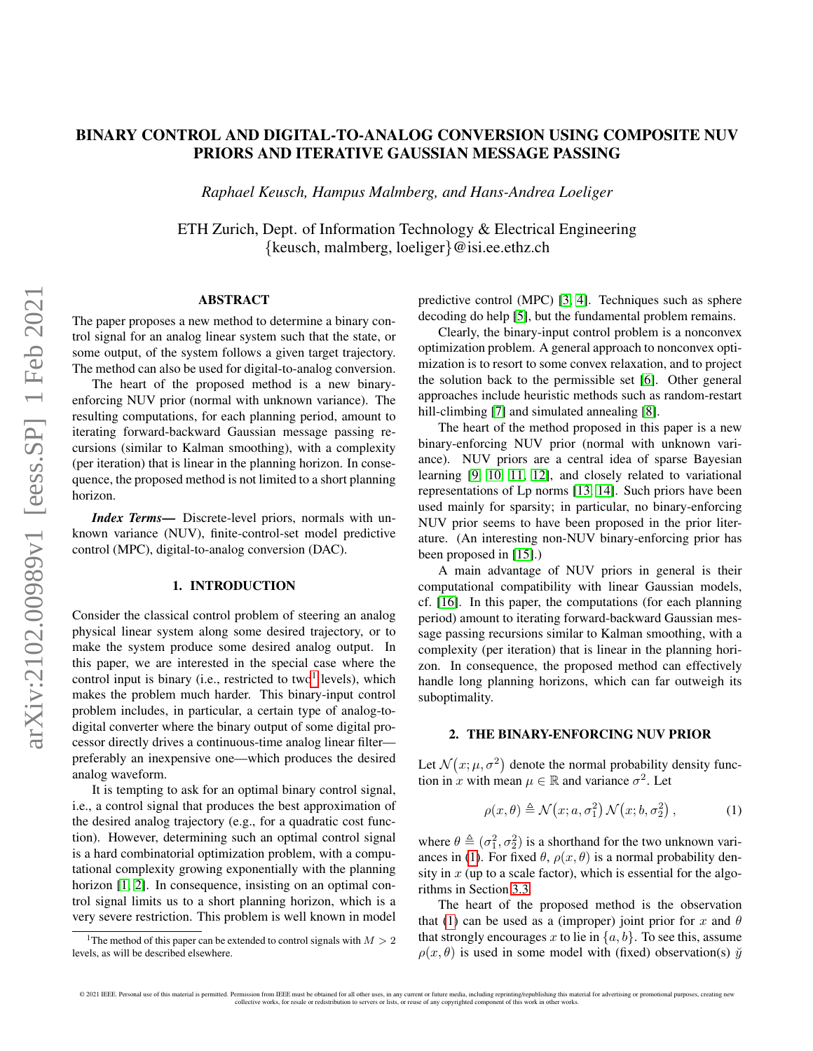# BINARY CONTROL AND DIGITAL-TO-ANALOG CONVERSION USING COMPOSITE NUV PRIORS AND ITERATIVE GAUSSIAN MESSAGE PASSING

*Raphael Keusch, Hampus Malmberg, and Hans-Andrea Loeliger*

ETH Zurich, Dept. of Information Technology & Electrical Engineering
{keusch, malmberg, loeliger}@isi.ee.ethz.ch

## ABSTRACT

The paper proposes a new method to determine a binary control signal for an analog linear system such that the state, or some output, of the system follows a given target trajectory. The method can also be used for digital-to-analog conversion.

The heart of the proposed method is a new binary-enforcing NUV prior (normal with unknown variance). The resulting computations, for each planning period, amount to iterating forward-backward Gaussian message passing recursions (similar to Kalman smoothing), with a complexity (per iteration) that is linear in the planning horizon. In consequence, the proposed method is not limited to a short planning horizon.

***Index Terms*****—** Discrete-level priors, normals with unknown variance (NUV), finite-control-set model predictive control (MPC), digital-to-analog conversion (DAC).

## 1. INTRODUCTION

Consider the classical control problem of steering an analog physical linear system along some desired trajectory, or to make the system produce some desired analog output. In this paper, we are interested in the special case where the control input is binary (i.e., restricted to two[1] levels), which makes the problem much harder. This binary-input control problem includes, in particular, a certain type of analog-to-digital converter where the binary output of some digital processor directly drives a continuous-time analog linear filter—preferably an inexpensive one—which produces the desired analog waveform.

It is tempting to ask for an optimal binary control signal, i.e., a control signal that produces the best approximation of the desired analog trajectory (e.g., for a quadratic cost function). However, determining such an optimal control signal is a hard combinatorial optimization problem, with a computational complexity growing exponentially with the planning horizon [1, 2]. In consequence, insisting on an optimal control signal limits us to a short planning horizon, which is a very severe restriction. This problem is well known in model predictive control (MPC) [3, 4]. Techniques such as sphere decoding do help [5], but the fundamental problem remains.

Clearly, the binary-input control problem is a nonconvex optimization problem. A general approach to nonconvex optimization is to resort to some convex relaxation, and to project the solution back to the permissible set [6]. Other general approaches include heuristic methods such as random-restart hill-climbing [7] and simulated annealing [8].

The heart of the method proposed in this paper is a new binary-enforcing NUV prior (normal with unknown variance). NUV priors are a central idea of sparse Bayesian learning [9, 10, 11, 12], and closely related to variational representations of Lp norms [13, 14]. Such priors have been used mainly for sparsity; in particular, no binary-enforcing NUV prior seems to have been proposed in the prior literature. (An interesting non-NUV binary-enforcing prior has been proposed in [15].)

A main advantage of NUV priors in general is their computational compatibility with linear Gaussian models, cf. [16]. In this paper, the computations (for each planning period) amount to iterating forward-backward Gaussian message passing recursions similar to Kalman smoothing, with a complexity (per iteration) that is linear in the planning horizon. In consequence, the proposed method can effectively handle long planning horizons, which can far outweigh its suboptimality.

## 2. THE BINARY-ENFORCING NUV PRIOR

Let $\mathcal{N}\big(x;\mu,\sigma^2\big)$ denote the normal probability density function in $x$ with mean $\mu \in \mathbb{R}$ and variance $\sigma^2$. Let

$$\rho(x,\theta) \triangleq \mathcal{N}\big(x;a,\sigma_1^2\big)\,\mathcal{N}\big(x;b,\sigma_2^2\big)\,, \tag{1}$$

where $\theta \triangleq (\sigma_1^2, \sigma_2^2)$ is a shorthand for the two unknown variances in (1). For fixed $\theta$, $\rho(x,\theta)$ is a normal probability density in $x$ (up to a scale factor), which is essential for the algorithms in Section 3.3.

The heart of the proposed method is the observation that (1) can be used as a (improper) joint prior for $x$ and $\theta$ that strongly encourages $x$ to lie in $\{a,b\}$. To see this, assume $\rho(x,\theta)$ is used in some model with (fixed) observation(s) $\breve{y}$

[1] The method of this paper can be extended to control signals with $M > 2$ levels, as will be described elsewhere.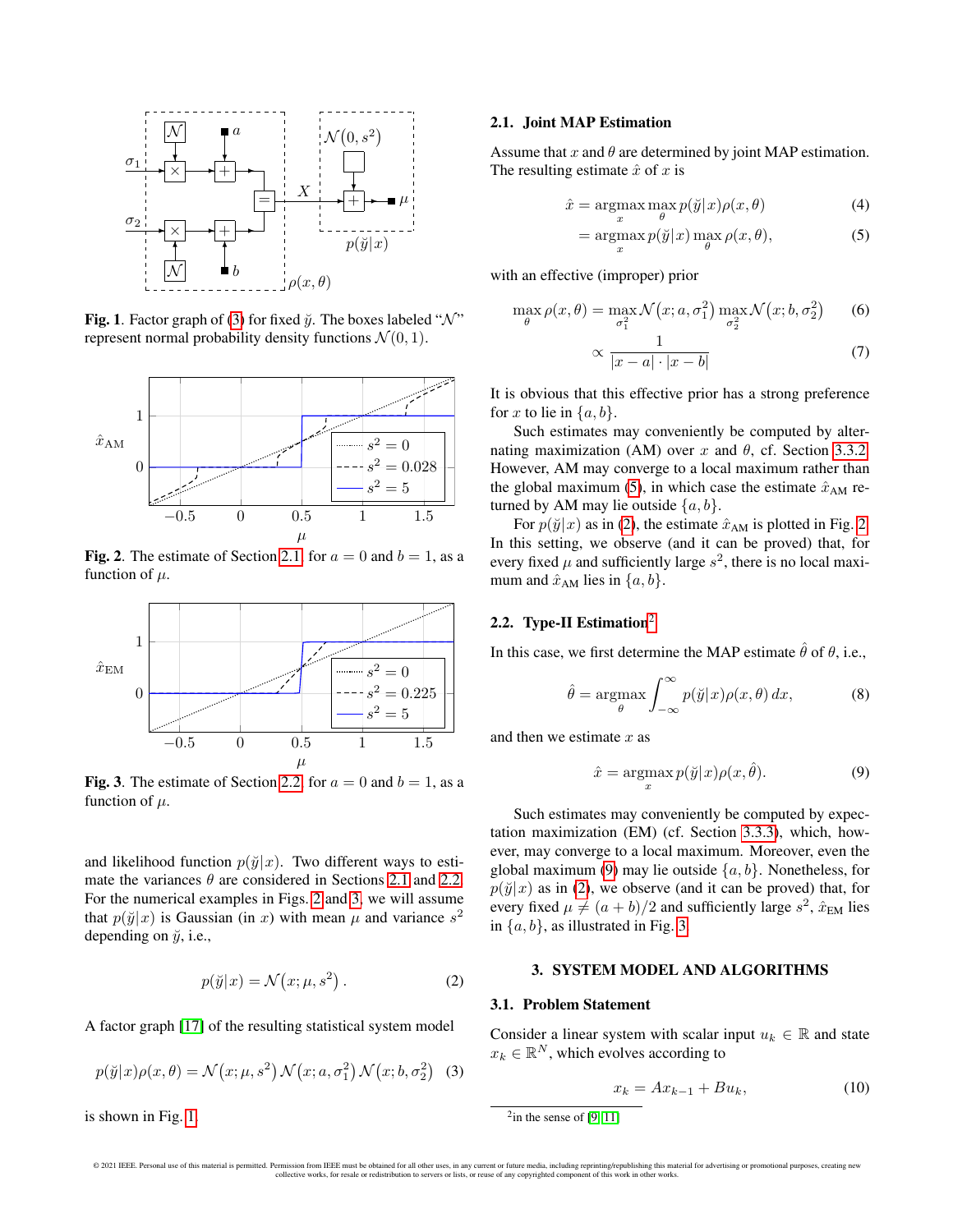Fig. 1. Factor graph of (3) for fixed $\breve{y}$. The boxes labeled "$\mathcal{N}$" represent normal probability density functions $\mathcal{N}(0, 1)$.

Fig. 2. The estimate of Section 2.1 for $a = 0$ and $b = 1$, as a function of $\mu$.

Fig. 3. The estimate of Section 2.2 for $a = 0$ and $b = 1$, as a function of $\mu$.

and likelihood function $p(\breve{y}|x)$. Two different ways to estimate the variances $\theta$ are considered in Sections 2.1 and 2.2. For the numerical examples in Figs. 2 and 3, we will assume that $p(\breve{y}|x)$ is Gaussian (in $x$) with mean $\mu$ and variance $s^2$ depending on $\breve{y}$, i.e.,

$$p(\breve{y}|x) = \mathcal{N}\big(x; \mu, s^2\big)\,. \tag{2}$$

A factor graph [17] of the resulting statistical system model

$$p(\breve{y}|x)\rho(x,\theta) = \mathcal{N}\big(x; \mu, s^2\big)\,\mathcal{N}\big(x; a, \sigma_1^2\big)\,\mathcal{N}\big(x; b, \sigma_2^2\big) \tag{3}$$

is shown in Fig. 1.

### 2.1. Joint MAP Estimation

Assume that $x$ and $\theta$ are determined by joint MAP estimation. The resulting estimate $\hat{x}$ of $x$ is

$$\hat{x} = \operatorname*{argmax}_x \max_\theta p(\breve{y}|x)\rho(x,\theta) \tag{4}$$

$$= \operatorname*{argmax}_x p(\breve{y}|x) \max_\theta \rho(x,\theta), \tag{5}$$

with an effective (improper) prior

$$\max_\theta \rho(x,\theta) = \max_{\sigma_1^2} \mathcal{N}\big(x; a, \sigma_1^2\big) \max_{\sigma_2^2} \mathcal{N}\big(x; b, \sigma_2^2\big) \tag{6}$$

$$\propto \frac{1}{|x-a|\cdot|x-b|} \tag{7}$$

It is obvious that this effective prior has a strong preference for $x$ to lie in $\{a, b\}$.

Such estimates may conveniently be computed by alternating maximization (AM) over $x$ and $\theta$, cf. Section 3.3.2. However, AM may converge to a local maximum rather than the global maximum (5), in which case the estimate $\hat{x}_{\text{AM}}$ returned by AM may lie outside $\{a, b\}$.

For $p(\breve{y}|x)$ as in (2), the estimate $\hat{x}_{\text{AM}}$ is plotted in Fig. 2. In this setting, we observe (and it can be proved) that, for every fixed $\mu$ and sufficiently large $s^2$, there is no local maximum and $\hat{x}_{\text{AM}}$ lies in $\{a, b\}$.

### 2.2. Type-II Estimation[2]

In this case, we first determine the MAP estimate $\hat{\theta}$ of $\theta$, i.e.,

$$\hat{\theta} = \operatorname*{argmax}_\theta \int_{-\infty}^{\infty} p(\breve{y}|x)\rho(x,\theta)\,dx, \tag{8}$$

and then we estimate $x$ as

$$\hat{x} = \operatorname*{argmax}_x p(\breve{y}|x)\rho(x,\hat{\theta}). \tag{9}$$

Such estimates may conveniently be computed by expectation maximization (EM) (cf. Section 3.3.3), which, however, may converge to a local maximum. Moreover, even the global maximum (9) may lie outside $\{a, b\}$. Nonetheless, for $p(\breve{y}|x)$ as in (2), we observe (and it can be proved) that, for every fixed $\mu \neq (a+b)/2$ and sufficiently large $s^2$, $\hat{x}_{\text{EM}}$ lies in $\{a, b\}$, as illustrated in Fig. 3.

## 3. SYSTEM MODEL AND ALGORITHMS

### 3.1. Problem Statement

Consider a linear system with scalar input $u_k \in \mathbb{R}$ and state $x_k \in \mathbb{R}^N$, which evolves according to

$$x_k = Ax_{k-1} + Bu_k, \tag{10}$$

[2] in the sense of [9, 11]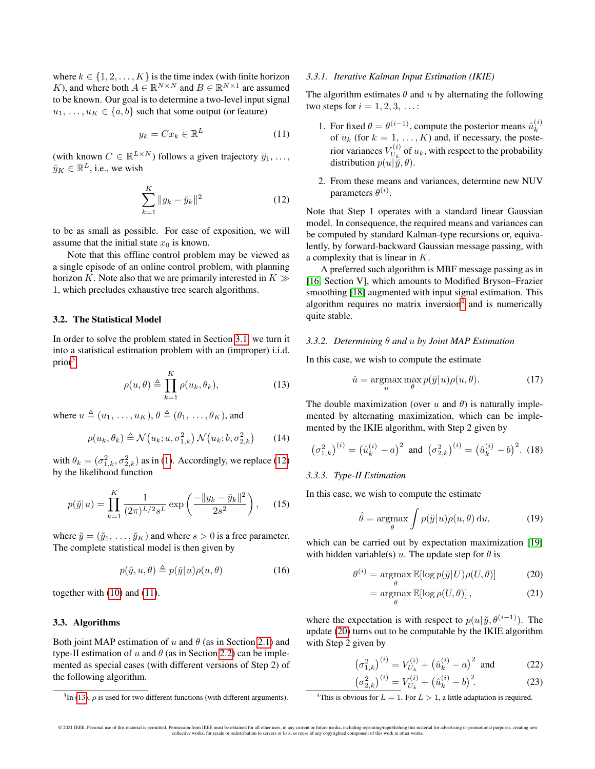where $k \in \{1, 2, \ldots, K\}$ is the time index (with finite horizon $K$), and where both $A \in \mathbb{R}^{N \times N}$ and $B \in \mathbb{R}^{N \times 1}$ are assumed to be known. Our goal is to determine a two-level input signal $u_1, \ldots, u_K \in \{a, b\}$ such that some output (or feature)

$$y_k = Cx_k \in \mathbb{R}^L \tag{11}$$

(with known $C \in \mathbb{R}^{L \times N}$) follows a given trajectory $\breve{y}_1, \ldots, \breve{y}_K \in \mathbb{R}^L$, i.e., we wish

$$\sum_{k=1}^{K} \|y_k - \breve{y}_k\|^2 \tag{12}$$

to be as small as possible. For ease of exposition, we will assume that the initial state $x_0$ is known.

Note that this offline control problem may be viewed as a single episode of an online control problem, with planning horizon $K$. Note also that we are primarily interested in $K \gg 1$, which precludes exhaustive tree search algorithms.

### 3.2. The Statistical Model

In order to solve the problem stated in Section 3.1, we turn it into a statistical estimation problem with an (improper) i.i.d. prior[3]

$$\rho(u, \theta) \triangleq \prod_{k=1}^{K} \rho(u_k, \theta_k), \tag{13}$$

where $u \triangleq (u_1, \ldots, u_K)$, $\theta \triangleq (\theta_1, \ldots, \theta_K)$, and

$$\rho(u_k, \theta_k) \triangleq \mathcal{N}\big(u_k; a, \sigma_{1,k}^2\big)\, \mathcal{N}\big(u_k; b, \sigma_{2,k}^2\big) \tag{14}$$

with $\theta_k = (\sigma_{1,k}^2, \sigma_{2,k}^2)$ as in (1). Accordingly, we replace (12) by the likelihood function

$$p(\breve{y}|u) = \prod_{k=1}^{K} \frac{1}{(2\pi)^{L/2} s^L} \exp\left( \frac{-\|y_k - \breve{y}_k\|^2}{2s^2} \right), \tag{15}$$

where $\breve{y} = (\breve{y}_1, \ldots, \breve{y}_K)$ and where $s > 0$ is a free parameter. The complete statistical model is then given by

$$p(\breve{y}, u, \theta) \triangleq p(\breve{y}|u)\rho(u, \theta) \tag{16}$$

together with (10) and (11).

### 3.3. Algorithms

Both joint MAP estimation of $u$ and $\theta$ (as in Section 2.1) and type-II estimation of $u$ and $\theta$ (as in Section 2.2) can be implemented as special cases (with different versions of Step 2) of the following algorithm.

[3] In (13), $\rho$ is used for two different functions (with different arguments).

#### 3.3.1. Iterative Kalman Input Estimation (IKIE)

The algorithm estimates $\theta$ and $u$ by alternating the following two steps for $i = 1, 2, 3, \ldots$:

1. For fixed $\theta = \theta^{(i-1)}$, compute the posterior means $\hat{u}_k^{(i)}$ of $u_k$ (for $k = 1, \ldots, K$) and, if necessary, the posterior variances $V_{U_k}^{(i)}$ of $u_k$, with respect to the probability distribution $p(u|\breve{y}, \theta)$.
2. From these means and variances, determine new NUV parameters $\theta^{(i)}$.

Note that Step 1 operates with a standard linear Gaussian model. In consequence, the required means and variances can be computed by standard Kalman-type recursions or, equivalently, by forward-backward Gaussian message passing, with a complexity that is linear in $K$.

A preferred such algorithm is MBF message passing as in [16, Section V], which amounts to Modified Bryson–Frazier smoothing [18] augmented with input signal estimation. This algorithm requires no matrix inversion[4] and is numerically quite stable.

#### 3.3.2. Determining $\theta$ and $u$ by Joint MAP Estimation

In this case, we wish to compute the estimate

$$\hat{u} = \underset{u}{\operatorname{argmax}} \max_{\theta} p(\breve{y}|u)\rho(u, \theta). \tag{17}$$

The double maximization (over $u$ and $\theta$) is naturally implemented by alternating maximization, which can be implemented by the IKIE algorithm, with Step 2 given by

$$\big(\sigma_{1,k}^2\big)^{(i)} = \big(\hat{u}_k^{(i)} - a\big)^2 \quad \text{and} \quad \big(\sigma_{2,k}^2\big)^{(i)} = \big(\hat{u}_k^{(i)} - b\big)^2. \tag{18}$$

#### 3.3.3. Type-II Estimation

In this case, we wish to compute the estimate

$$\hat{\theta} = \underset{\theta}{\operatorname{argmax}} \int p(\breve{y}|u)\rho(u, \theta)\, \mathrm{d}u, \tag{19}$$

which can be carried out by expectation maximization [19] with hidden variable(s) $u$. The update step for $\theta$ is

$$\theta^{(i)} = \underset{\theta}{\operatorname{argmax}}\, \mathbb{E}[\log p(\breve{y}|U)\rho(U, \theta)] \tag{20}$$

$$= \underset{\theta}{\operatorname{argmax}}\, \mathbb{E}[\log \rho(U, \theta)], \tag{21}$$

where the expectation is with respect to $p(u|\breve{y}, \theta^{(i-1)})$. The update (20) turns out to be computable by the IKIE algorithm with Step 2 given by

$$\big(\sigma_{1,k}^2\big)^{(i)} = V_{U_k}^{(i)} + \big(\hat{u}_k^{(i)} - a\big)^2 \quad \text{and} \tag{22}$$

$$\big(\sigma_{2,k}^2\big)^{(i)} = V_{U_k}^{(i)} + \big(\hat{u}_k^{(i)} - b\big)^2. \tag{23}$$

[4] This is obvious for $L = 1$. For $L > 1$, a little adaptation is required.

© 2021 IEEE. Personal use of this material is permitted. Permission from IEEE must be obtained for all other uses, in any current or future media, including reprinting/republishing this material for advertising or promotional purposes, creating new collective works, for resale or redistribution to servers or lists, or reuse of any copyrighted component of this work in other works.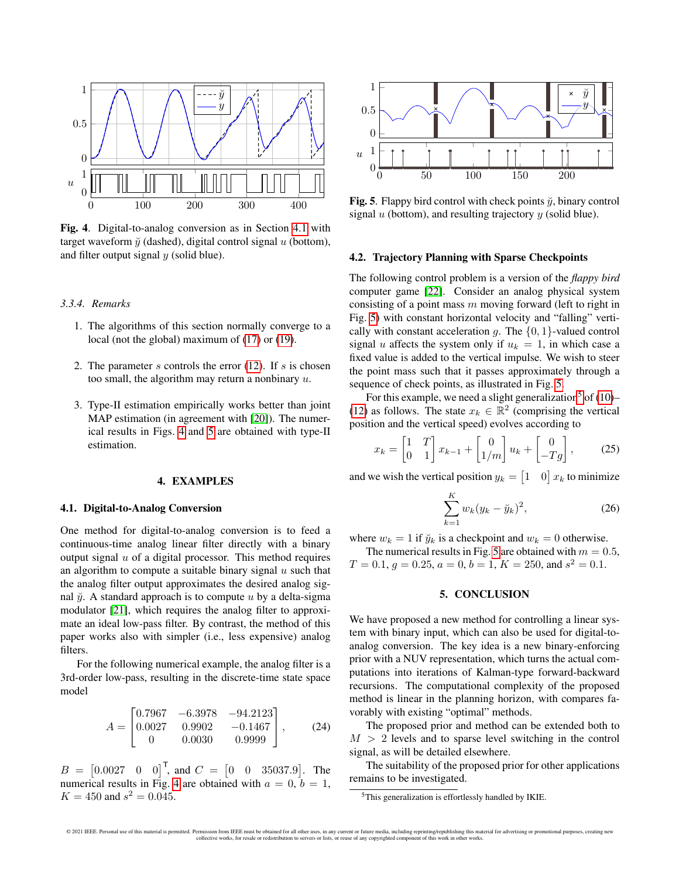Fig. 4. Digital-to-analog conversion as in Section 4.1 with target waveform $\breve{y}$ (dashed), digital control signal $u$ (bottom), and filter output signal $y$ (solid blue).

#### 3.3.4. Remarks

1. The algorithms of this section normally converge to a local (not the global) maximum of (17) or (19).
2. The parameter $s$ controls the error (12). If $s$ is chosen too small, the algorithm may return a nonbinary $u$.
3. Type-II estimation empirically works better than joint MAP estimation (in agreement with [20]). The numerical results in Figs. 4 and 5 are obtained with type-II estimation.

## 4. EXAMPLES

### 4.1. Digital-to-Analog Conversion

One method for digital-to-analog conversion is to feed a continuous-time analog linear filter directly with a binary output signal $u$ of a digital processor. This method requires an algorithm to compute a suitable binary signal $u$ such that the analog filter output approximates the desired analog signal $\breve{y}$. A standard approach is to compute $u$ by a delta-sigma modulator [21], which requires the analog filter to approximate an ideal low-pass filter. By contrast, the method of this paper works also with simpler (i.e., less expensive) analog filters.

For the following numerical example, the analog filter is a 3rd-order low-pass, resulting in the discrete-time state space model

$$A = \begin{bmatrix} 0.7967 & -6.3978 & -94.2123 \\ 0.0027 & 0.9902 & -0.1467 \\ 0 & 0.0030 & 0.9999 \end{bmatrix}, \quad (24)$$

$B = \begin{bmatrix} 0.0027 & 0 & 0 \end{bmatrix}^{\mathsf{T}}$, and $C = \begin{bmatrix} 0 & 0 & 35037.9 \end{bmatrix}$. The numerical results in Fig. 4 are obtained with $a = 0$, $b = 1$, $K = 450$ and $s^2 = 0.045$.

Fig. 5. Flappy bird control with check points $\breve{y}$, binary control signal $u$ (bottom), and resulting trajectory $y$ (solid blue).

### 4.2. Trajectory Planning with Sparse Checkpoints

The following control problem is a version of the *flappy bird* computer game [22]. Consider an analog physical system consisting of a point mass $m$ moving forward (left to right in Fig. 5) with constant horizontal velocity and "falling" vertically with constant acceleration $g$. The $\{0, 1\}$-valued control signal $u$ affects the system only if $u_k = 1$, in which case a fixed value is added to the vertical impulse. We wish to steer the point mass such that it passes approximately through a sequence of check points, as illustrated in Fig. 5.

For this example, we need a slight generalization[5] of (10)–(12) as follows. The state $x_k \in \mathbb{R}^2$ (comprising the vertical position and the vertical speed) evolves according to

$$x_k = \begin{bmatrix} 1 & T \\ 0 & 1 \end{bmatrix} x_{k-1} + \begin{bmatrix} 0 \\ 1/m \end{bmatrix} u_k + \begin{bmatrix} 0 \\ -Tg \end{bmatrix}, \quad (25)$$

and we wish the vertical position $y_k = \begin{bmatrix} 1 & 0 \end{bmatrix} x_k$ to minimize

$$\sum_{k=1}^{K} w_k (y_k - \breve{y}_k)^2, \quad (26)$$

where $w_k = 1$ if $\breve{y}_k$ is a checkpoint and $w_k = 0$ otherwise.

The numerical results in Fig. 5 are obtained with $m = 0.5$, $T = 0.1$, $g = 0.25$, $a = 0$, $b = 1$, $K = 250$, and $s^2 = 0.1$.

## 5. CONCLUSION

We have proposed a new method for controlling a linear system with binary input, which can also be used for digital-to-analog conversion. The key idea is a new binary-enforcing prior with a NUV representation, which turns the actual computations into iterations of Kalman-type forward-backward recursions. The computational complexity of the proposed method is linear in the planning horizon, with compares favorably with existing "optimal" methods.

The proposed prior and method can be extended both to $M > 2$ levels and to sparse level switching in the control signal, as will be detailed elsewhere.

The suitability of the proposed prior for other applications remains to be investigated.

[5] This generalization is effortlessly handled by IKIE.

© 2021 IEEE. Personal use of this material is permitted. Permission from IEEE must be obtained for all other uses, in any current or future media, including reprinting/republishing this material for advertising or promotional purposes, creating new collective works, for resale or redistribution to servers or lists, or reuse of any copyrighted component of this work in other works.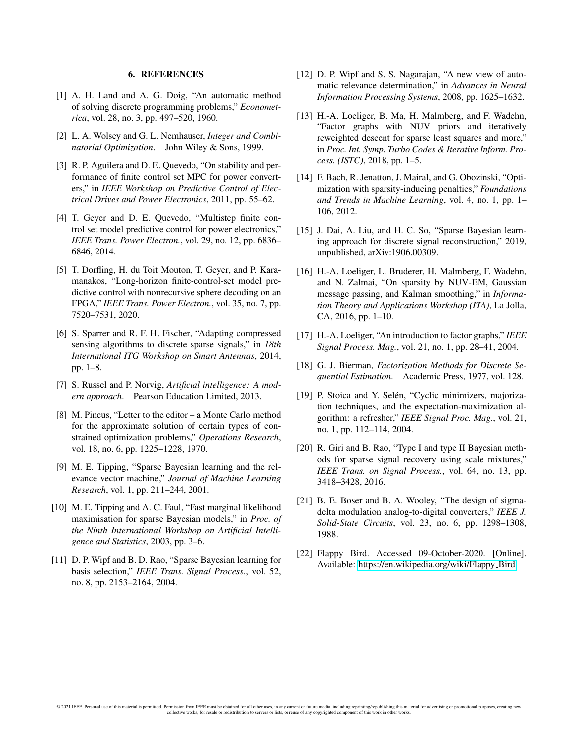## 6. REFERENCES

[1] A. H. Land and A. G. Doig, "An automatic method of solving discrete programming problems," *Econometrica*, vol. 28, no. 3, pp. 497–520, 1960.

[2] L. A. Wolsey and G. L. Nemhauser, *Integer and Combinatorial Optimization*. John Wiley & Sons, 1999.

[3] R. P. Aguilera and D. E. Quevedo, "On stability and performance of finite control set MPC for power converters," in *IEEE Workshop on Predictive Control of Electrical Drives and Power Electronics*, 2011, pp. 55–62.

[4] T. Geyer and D. E. Quevedo, "Multistep finite control set model predictive control for power electronics," *IEEE Trans. Power Electron.*, vol. 29, no. 12, pp. 6836–6846, 2014.

[5] T. Dorfling, H. du Toit Mouton, T. Geyer, and P. Karamanakos, "Long-horizon finite-control-set model predictive control with nonrecursive sphere decoding on an FPGA," *IEEE Trans. Power Electron.*, vol. 35, no. 7, pp. 7520–7531, 2020.

[6] S. Sparrer and R. F. H. Fischer, "Adapting compressed sensing algorithms to discrete sparse signals," in *18th International ITG Workshop on Smart Antennas*, 2014, pp. 1–8.

[7] S. Russel and P. Norvig, *Artificial intelligence: A modern approach*. Pearson Education Limited, 2013.

[8] M. Pincus, "Letter to the editor – a Monte Carlo method for the approximate solution of certain types of constrained optimization problems," *Operations Research*, vol. 18, no. 6, pp. 1225–1228, 1970.

[9] M. E. Tipping, "Sparse Bayesian learning and the relevance vector machine," *Journal of Machine Learning Research*, vol. 1, pp. 211–244, 2001.

[10] M. E. Tipping and A. C. Faul, "Fast marginal likelihood maximisation for sparse Bayesian models," in *Proc. of the Ninth International Workshop on Artificial Intelligence and Statistics*, 2003, pp. 3–6.

[11] D. P. Wipf and B. D. Rao, "Sparse Bayesian learning for basis selection," *IEEE Trans. Signal Process.*, vol. 52, no. 8, pp. 2153–2164, 2004.

[12] D. P. Wipf and S. S. Nagarajan, "A new view of automatic relevance determination," in *Advances in Neural Information Processing Systems*, 2008, pp. 1625–1632.

[13] H.-A. Loeliger, B. Ma, H. Malmberg, and F. Wadehn, "Factor graphs with NUV priors and iteratively reweighted descent for sparse least squares and more," in *Proc. Int. Symp. Turbo Codes & Iterative Inform. Process. (ISTC)*, 2018, pp. 1–5.

[14] F. Bach, R. Jenatton, J. Mairal, and G. Obozinski, "Optimization with sparsity-inducing penalties," *Foundations and Trends in Machine Learning*, vol. 4, no. 1, pp. 1–106, 2012.

[15] J. Dai, A. Liu, and H. C. So, "Sparse Bayesian learning approach for discrete signal reconstruction," 2019, unpublished, arXiv:1906.00309.

[16] H.-A. Loeliger, L. Bruderer, H. Malmberg, F. Wadehn, and N. Zalmai, "On sparsity by NUV-EM, Gaussian message passing, and Kalman smoothing," in *Information Theory and Applications Workshop (ITA)*, La Jolla, CA, 2016, pp. 1–10.

[17] H.-A. Loeliger, "An introduction to factor graphs," *IEEE Signal Process. Mag.*, vol. 21, no. 1, pp. 28–41, 2004.

[18] G. J. Bierman, *Factorization Methods for Discrete Sequential Estimation*. Academic Press, 1977, vol. 128.

[19] P. Stoica and Y. Selén, "Cyclic minimizers, majorization techniques, and the expectation-maximization algorithm: a refresher," *IEEE Signal Proc. Mag.*, vol. 21, no. 1, pp. 112–114, 2004.

[20] R. Giri and B. Rao, "Type I and type II Bayesian methods for sparse signal recovery using scale mixtures," *IEEE Trans. on Signal Process.*, vol. 64, no. 13, pp. 3418–3428, 2016.

[21] B. E. Boser and B. A. Wooley, "The design of sigma-delta modulation analog-to-digital converters," *IEEE J. Solid-State Circuits*, vol. 23, no. 6, pp. 1298–1308, 1988.

[22] Flappy Bird. Accessed 09-October-2020. [Online]. Available: https://en.wikipedia.org/wiki/Flappy_Bird

© 2021 IEEE. Personal use of this material is permitted. Permission from IEEE must be obtained for all other uses, in any current or future media, including reprinting/republishing this material for advertising or promotional purposes, creating new collective works, for resale or redistribution to servers or lists, or reuse of any copyrighted component of this work in other works.